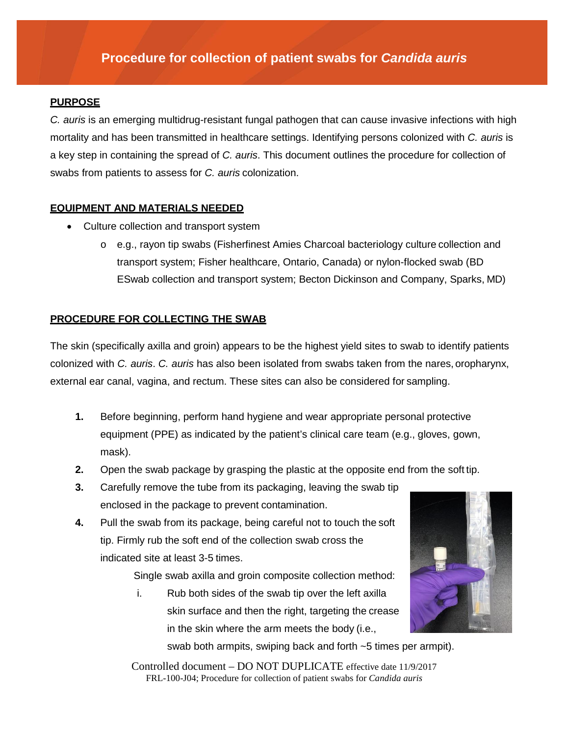# Procedure for collection of patient swabs for *Candida auris*

## PURPOSE

*C. auris* is an emerging multidrug-resistant fungal pathogen that can cause invasive infections with high mortality and has been transmitted in healthcare settings. Identifying persons colonized with *C. auris* is a key step in containing the spread of *C. auris*. This document outlines the procedure for collection of swabs from patients to assess for *C. auris* colonization.

## EQUIPMENT AND MATERIALS NEEDED

- Culture collection and transport system
  - e.g., rayon tip swabs (Fisherfinest Amies Charcoal bacteriology culture collection and transport system; Fisher healthcare, Ontario, Canada) or nylon-flocked swab (BD ESwab collection and transport system; Becton Dickinson and Company, Sparks, MD)

## PROCEDURE FOR COLLECTING THE SWAB

The skin (specifically axilla and groin) appears to be the highest yield sites to swab to identify patients colonized with *C. auris*. *C. auris* has also been isolated from swabs taken from the nares, oropharynx, external ear canal, vagina, and rectum. These sites can also be considered for sampling.

1. Before beginning, perform hand hygiene and wear appropriate personal protective equipment (PPE) as indicated by the patient's clinical care team (e.g., gloves, gown, mask).
2. Open the swab package by grasping the plastic at the opposite end from the soft tip.
3. Carefully remove the tube from its packaging, leaving the swab tip enclosed in the package to prevent contamination.
4. Pull the swab from its package, being careful not to touch the soft tip. Firmly rub the soft end of the collection swab cross the indicated site at least 3-5 times.

   Single swab axilla and groin composite collection method:

   i. Rub both sides of the swab tip over the left axilla skin surface and then the right, targeting the crease in the skin where the arm meets the body (i.e., swab both armpits, swiping back and forth ~5 times per armpit).

Controlled document – DO NOT DUPLICATE effective date 11/9/2017
FRL-100-J04; Procedure for collection of patient swabs for *Candida auris*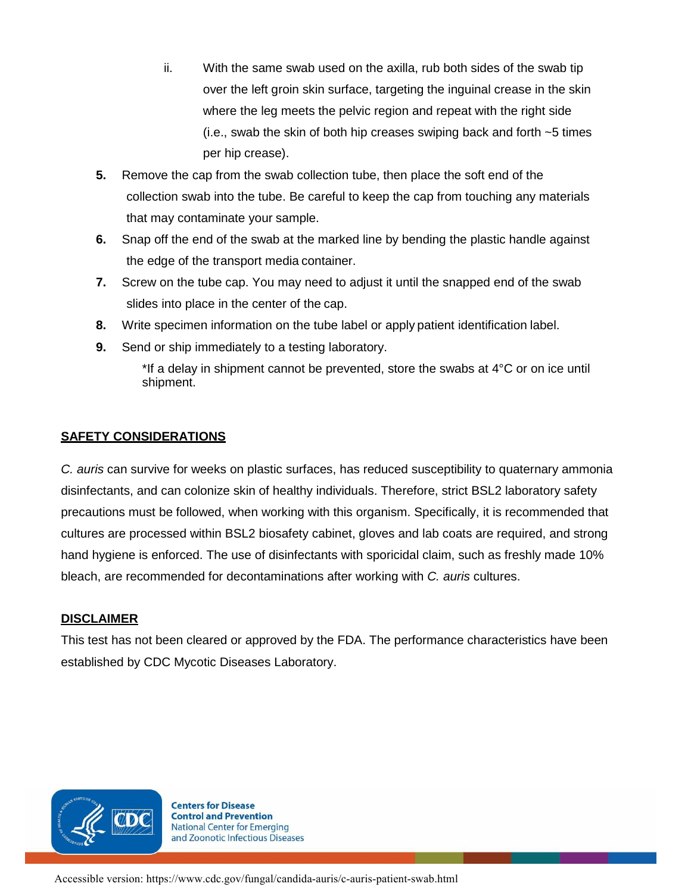ii. With the same swab used on the axilla, rub both sides of the swab tip over the left groin skin surface, targeting the inguinal crease in the skin where the leg meets the pelvic region and repeat with the right side (i.e., swab the skin of both hip creases swiping back and forth ~5 times per hip crease).

5. Remove the cap from the swab collection tube, then place the soft end of the collection swab into the tube. Be careful to keep the cap from touching any materials that may contaminate your sample.
6. Snap off the end of the swab at the marked line by bending the plastic handle against the edge of the transport media container.
7. Screw on the tube cap. You may need to adjust it until the snapped end of the swab slides into place in the center of the cap.
8. Write specimen information on the tube label or apply patient identification label.
9. Send or ship immediately to a testing laboratory.

   *If a delay in shipment cannot be prevented, store the swabs at 4°C or on ice until shipment.

## SAFETY CONSIDERATIONS

*C. auris* can survive for weeks on plastic surfaces, has reduced susceptibility to quaternary ammonia disinfectants, and can colonize skin of healthy individuals. Therefore, strict BSL2 laboratory safety precautions must be followed, when working with this organism. Specifically, it is recommended that cultures are processed within BSL2 biosafety cabinet, gloves and lab coats are required, and strong hand hygiene is enforced. The use of disinfectants with sporicidal claim, such as freshly made 10% bleach, are recommended for decontaminations after working with *C. auris* cultures.

## DISCLAIMER

This test has not been cleared or approved by the FDA. The performance characteristics have been established by CDC Mycotic Diseases Laboratory.

Centers for Disease Control and Prevention
National Center for Emerging and Zoonotic Infectious Diseases

Accessible version: https://www.cdc.gov/fungal/candida-auris/c-auris-patient-swab.html